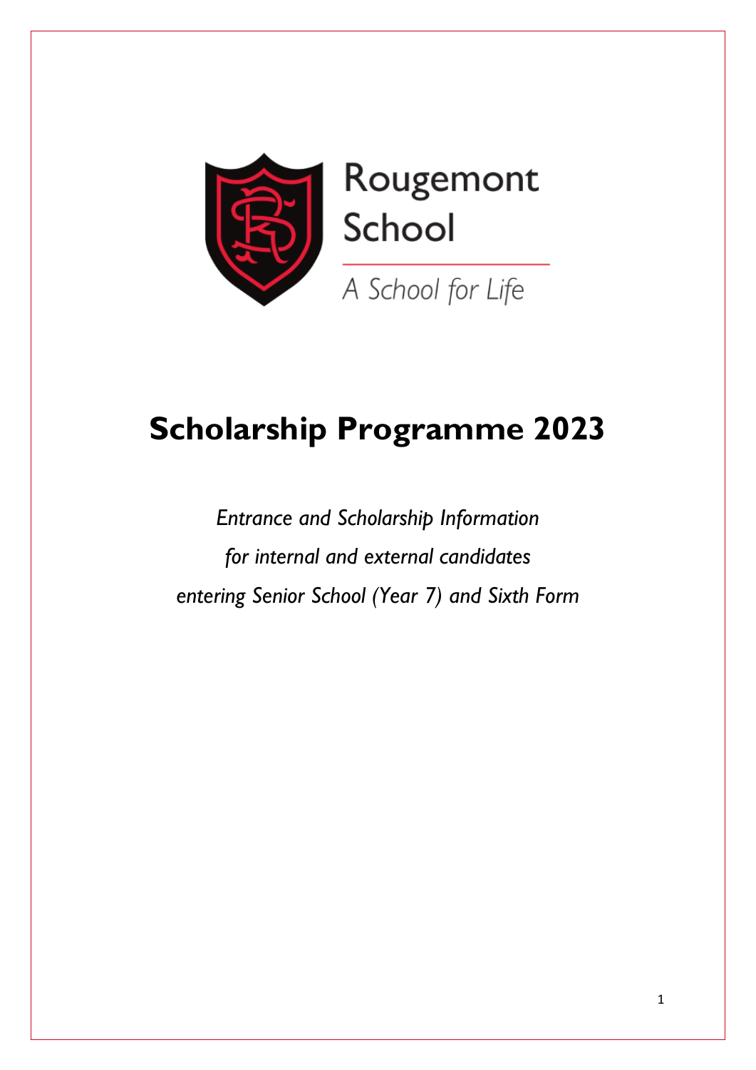Rougemont School

A School for Life

# Scholarship Programme 2023

*Entrance and Scholarship Information*

*for internal and external candidates*

*entering Senior School (Year 7) and Sixth Form*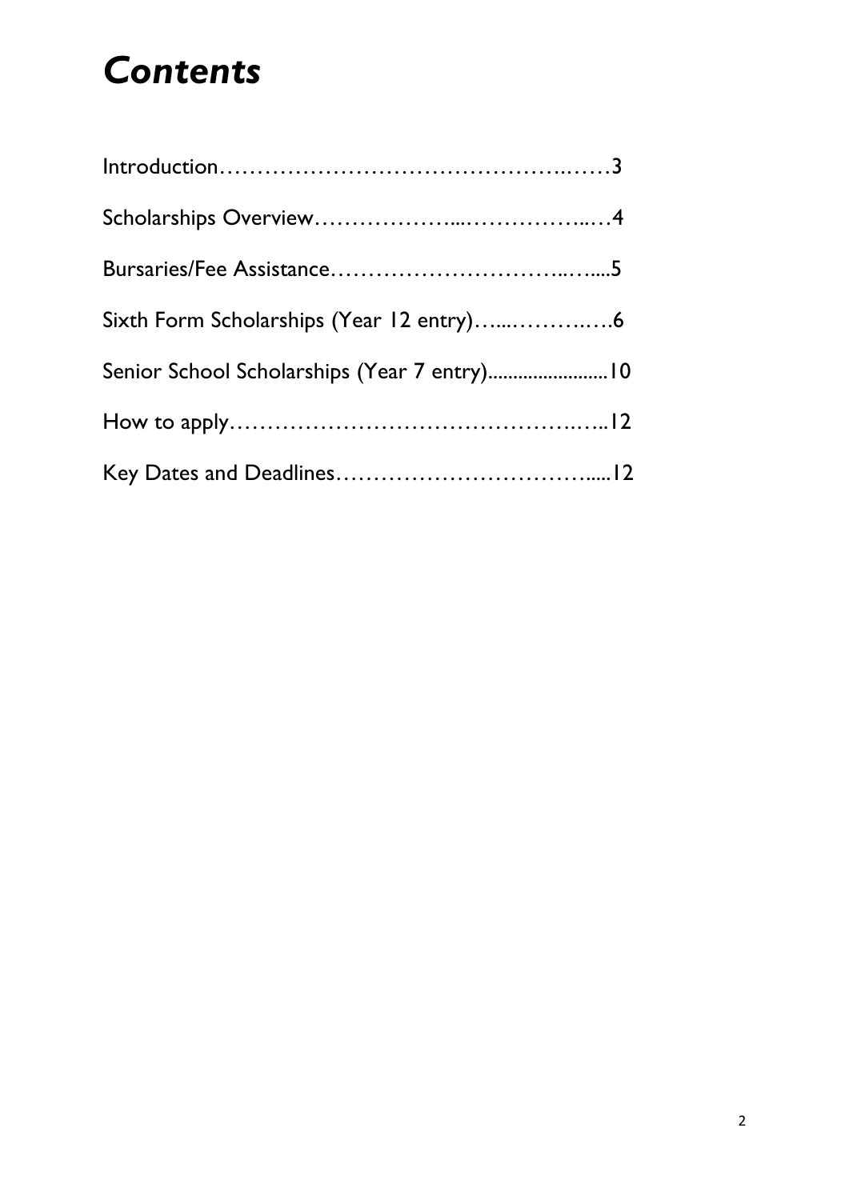# *Contents*

Introduction……………………………………….……3

Scholarships Overview………………....……………..…4

Bursaries/Fee Assistance…………………………..…....5

Sixth Form Scholarships (Year 12 entry)…...……….….6

Senior School Scholarships (Year 7 entry)........................10

How to apply…………………………………….…..12

Key Dates and Deadlines…………………………….....12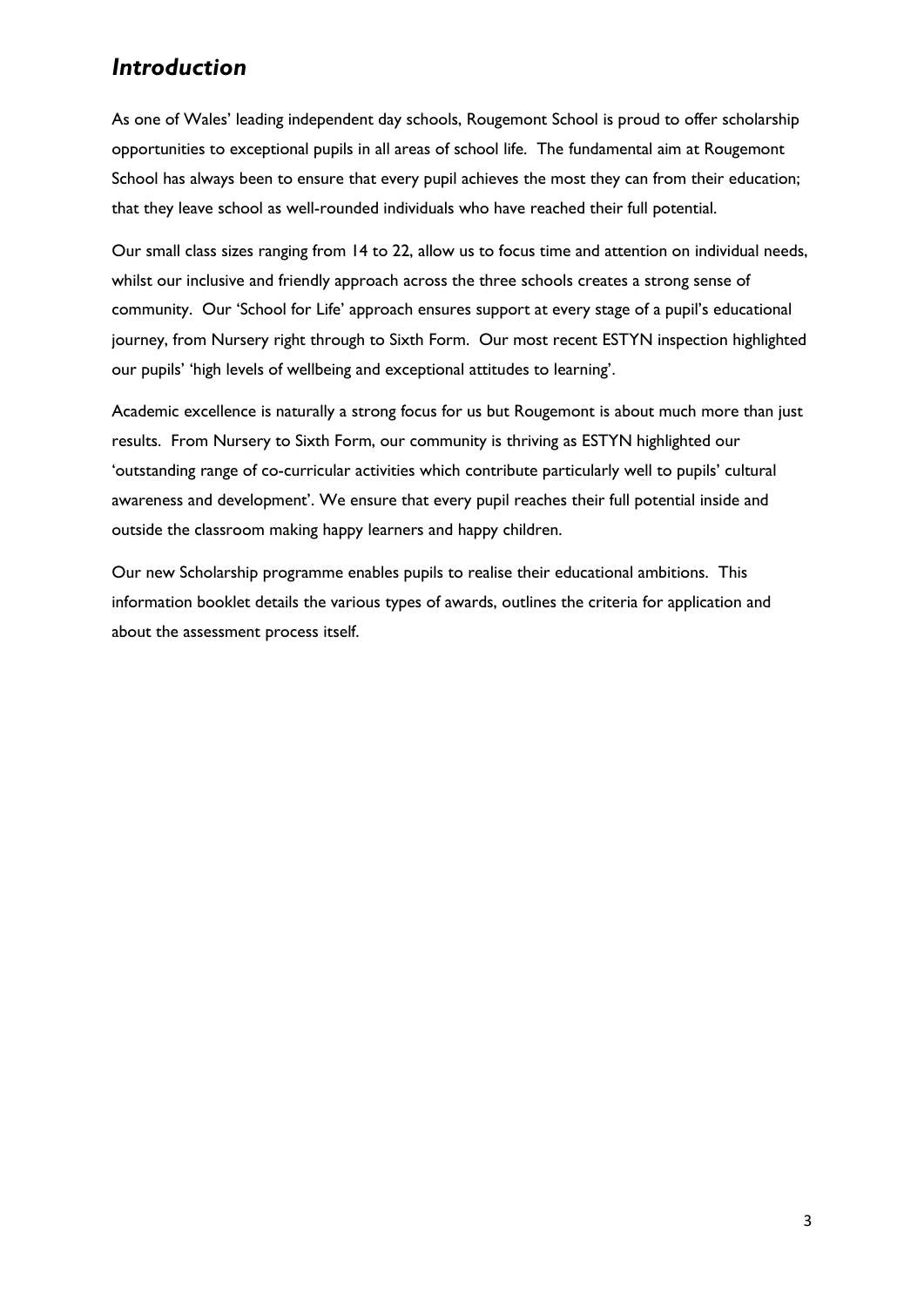## *Introduction*

As one of Wales' leading independent day schools, Rougemont School is proud to offer scholarship opportunities to exceptional pupils in all areas of school life. The fundamental aim at Rougemont School has always been to ensure that every pupil achieves the most they can from their education; that they leave school as well-rounded individuals who have reached their full potential.

Our small class sizes ranging from 14 to 22, allow us to focus time and attention on individual needs, whilst our inclusive and friendly approach across the three schools creates a strong sense of community. Our 'School for Life' approach ensures support at every stage of a pupil's educational journey, from Nursery right through to Sixth Form. Our most recent ESTYN inspection highlighted our pupils' 'high levels of wellbeing and exceptional attitudes to learning'.

Academic excellence is naturally a strong focus for us but Rougemont is about much more than just results. From Nursery to Sixth Form, our community is thriving as ESTYN highlighted our 'outstanding range of co-curricular activities which contribute particularly well to pupils' cultural awareness and development'. We ensure that every pupil reaches their full potential inside and outside the classroom making happy learners and happy children.

Our new Scholarship programme enables pupils to realise their educational ambitions. This information booklet details the various types of awards, outlines the criteria for application and about the assessment process itself.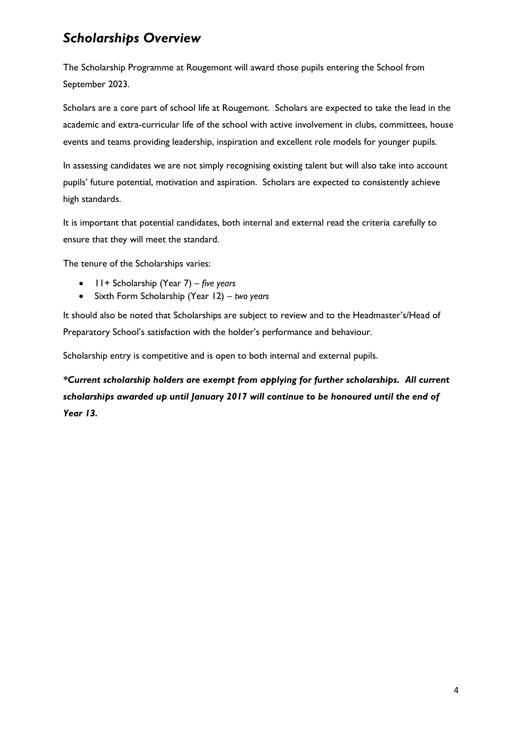## *Scholarships Overview*

The Scholarship Programme at Rougemont will award those pupils entering the School from September 2023.

Scholars are a core part of school life at Rougemont. Scholars are expected to take the lead in the academic and extra-curricular life of the school with active involvement in clubs, committees, house events and teams providing leadership, inspiration and excellent role models for younger pupils.

In assessing candidates we are not simply recognising existing talent but will also take into account pupils' future potential, motivation and aspiration. Scholars are expected to consistently achieve high standards.

It is important that potential candidates, both internal and external read the criteria carefully to ensure that they will meet the standard.

The tenure of the Scholarships varies:

- 11+ Scholarship (Year 7) – *five years*
- Sixth Form Scholarship (Year 12) – *two years*

It should also be noted that Scholarships are subject to review and to the Headmaster's/Head of Preparatory School's satisfaction with the holder's performance and behaviour.

Scholarship entry is competitive and is open to both internal and external pupils.

***Current scholarship holders are exempt from applying for further scholarships. All current scholarships awarded up until January 2017 will continue to be honoured until the end of Year 13.***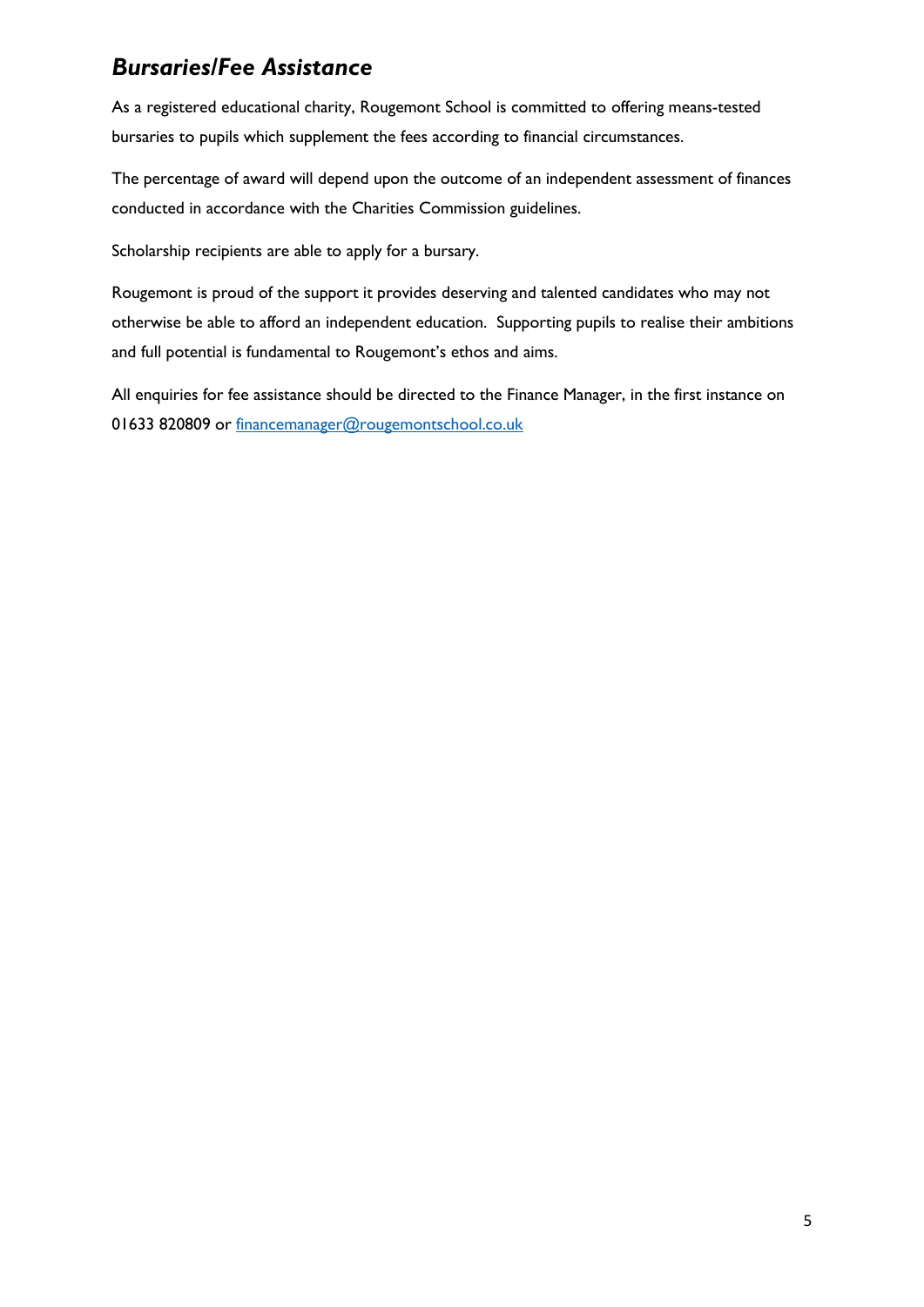## *Bursaries/Fee Assistance*

As a registered educational charity, Rougemont School is committed to offering means-tested bursaries to pupils which supplement the fees according to financial circumstances.

The percentage of award will depend upon the outcome of an independent assessment of finances conducted in accordance with the Charities Commission guidelines.

Scholarship recipients are able to apply for a bursary.

Rougemont is proud of the support it provides deserving and talented candidates who may not otherwise be able to afford an independent education. Supporting pupils to realise their ambitions and full potential is fundamental to Rougemont's ethos and aims.

All enquiries for fee assistance should be directed to the Finance Manager, in the first instance on 01633 820809 or financemanager@rougemontschool.co.uk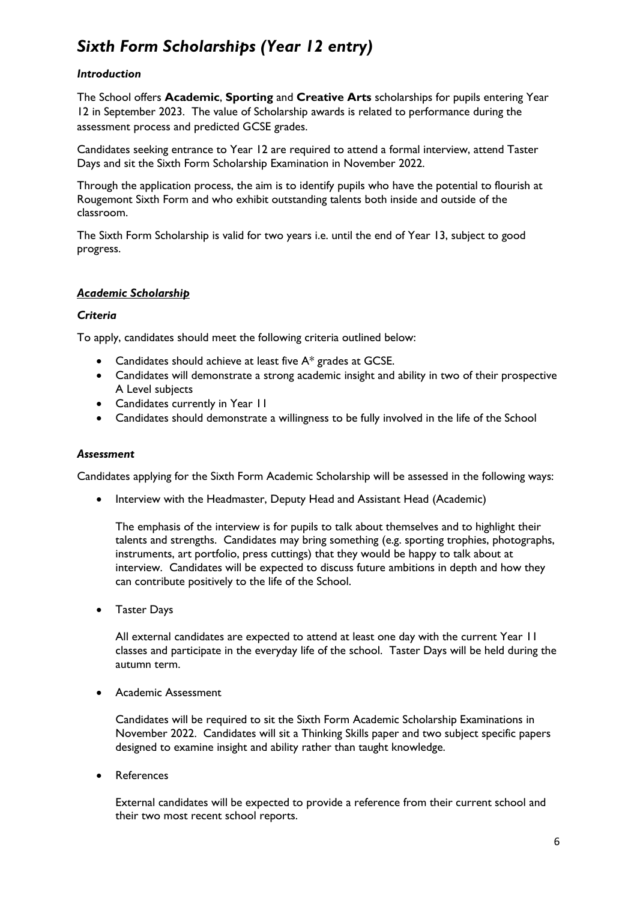# *Sixth Form Scholarships (Year 12 entry)*

### *Introduction*

The School offers **Academic**, **Sporting** and **Creative Arts** scholarships for pupils entering Year 12 in September 2023. The value of Scholarship awards is related to performance during the assessment process and predicted GCSE grades.

Candidates seeking entrance to Year 12 are required to attend a formal interview, attend Taster Days and sit the Sixth Form Scholarship Examination in November 2022.

Through the application process, the aim is to identify pupils who have the potential to flourish at Rougemont Sixth Form and who exhibit outstanding talents both inside and outside of the classroom.

The Sixth Form Scholarship is valid for two years i.e. until the end of Year 13, subject to good progress.

## ***Academic Scholarship***

### *Criteria*

To apply, candidates should meet the following criteria outlined below:

- Candidates should achieve at least five A* grades at GCSE.
- Candidates will demonstrate a strong academic insight and ability in two of their prospective A Level subjects
- Candidates currently in Year 11
- Candidates should demonstrate a willingness to be fully involved in the life of the School

### *Assessment*

Candidates applying for the Sixth Form Academic Scholarship will be assessed in the following ways:

- Interview with the Headmaster, Deputy Head and Assistant Head (Academic)

  The emphasis of the interview is for pupils to talk about themselves and to highlight their talents and strengths. Candidates may bring something (e.g. sporting trophies, photographs, instruments, art portfolio, press cuttings) that they would be happy to talk about at interview. Candidates will be expected to discuss future ambitions in depth and how they can contribute positively to the life of the School.

- Taster Days

  All external candidates are expected to attend at least one day with the current Year 11 classes and participate in the everyday life of the school. Taster Days will be held during the autumn term.

- Academic Assessment

  Candidates will be required to sit the Sixth Form Academic Scholarship Examinations in November 2022. Candidates will sit a Thinking Skills paper and two subject specific papers designed to examine insight and ability rather than taught knowledge.

- References

  External candidates will be expected to provide a reference from their current school and their two most recent school reports.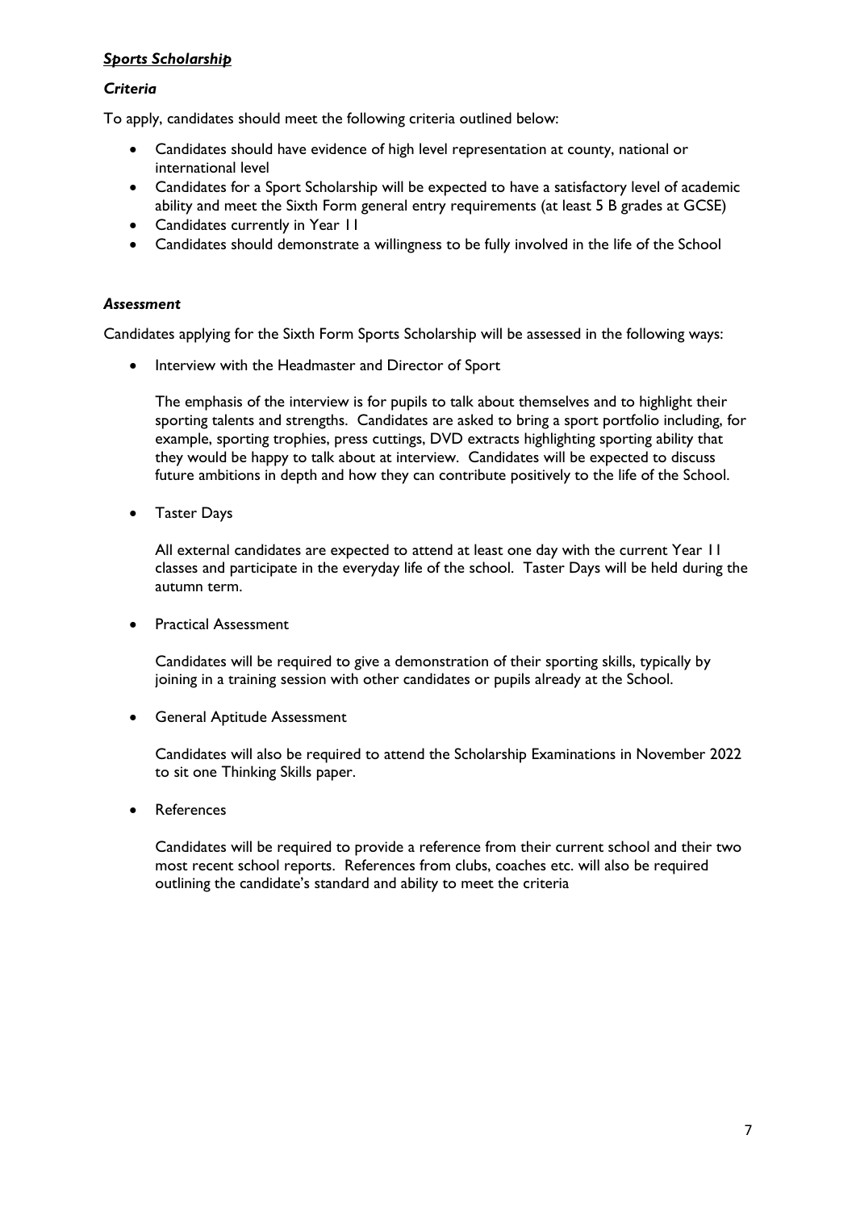***Sports Scholarship***

***Criteria***

To apply, candidates should meet the following criteria outlined below:

- Candidates should have evidence of high level representation at county, national or international level
- Candidates for a Sport Scholarship will be expected to have a satisfactory level of academic ability and meet the Sixth Form general entry requirements (at least 5 B grades at GCSE)
- Candidates currently in Year 11
- Candidates should demonstrate a willingness to be fully involved in the life of the School

***Assessment***

Candidates applying for the Sixth Form Sports Scholarship will be assessed in the following ways:

- Interview with the Headmaster and Director of Sport

  The emphasis of the interview is for pupils to talk about themselves and to highlight their sporting talents and strengths. Candidates are asked to bring a sport portfolio including, for example, sporting trophies, press cuttings, DVD extracts highlighting sporting ability that they would be happy to talk about at interview. Candidates will be expected to discuss future ambitions in depth and how they can contribute positively to the life of the School.

- Taster Days

  All external candidates are expected to attend at least one day with the current Year 11 classes and participate in the everyday life of the school. Taster Days will be held during the autumn term.

- Practical Assessment

  Candidates will be required to give a demonstration of their sporting skills, typically by joining in a training session with other candidates or pupils already at the School.

- General Aptitude Assessment

  Candidates will also be required to attend the Scholarship Examinations in November 2022 to sit one Thinking Skills paper.

- References

  Candidates will be required to provide a reference from their current school and their two most recent school reports. References from clubs, coaches etc. will also be required outlining the candidate's standard and ability to meet the criteria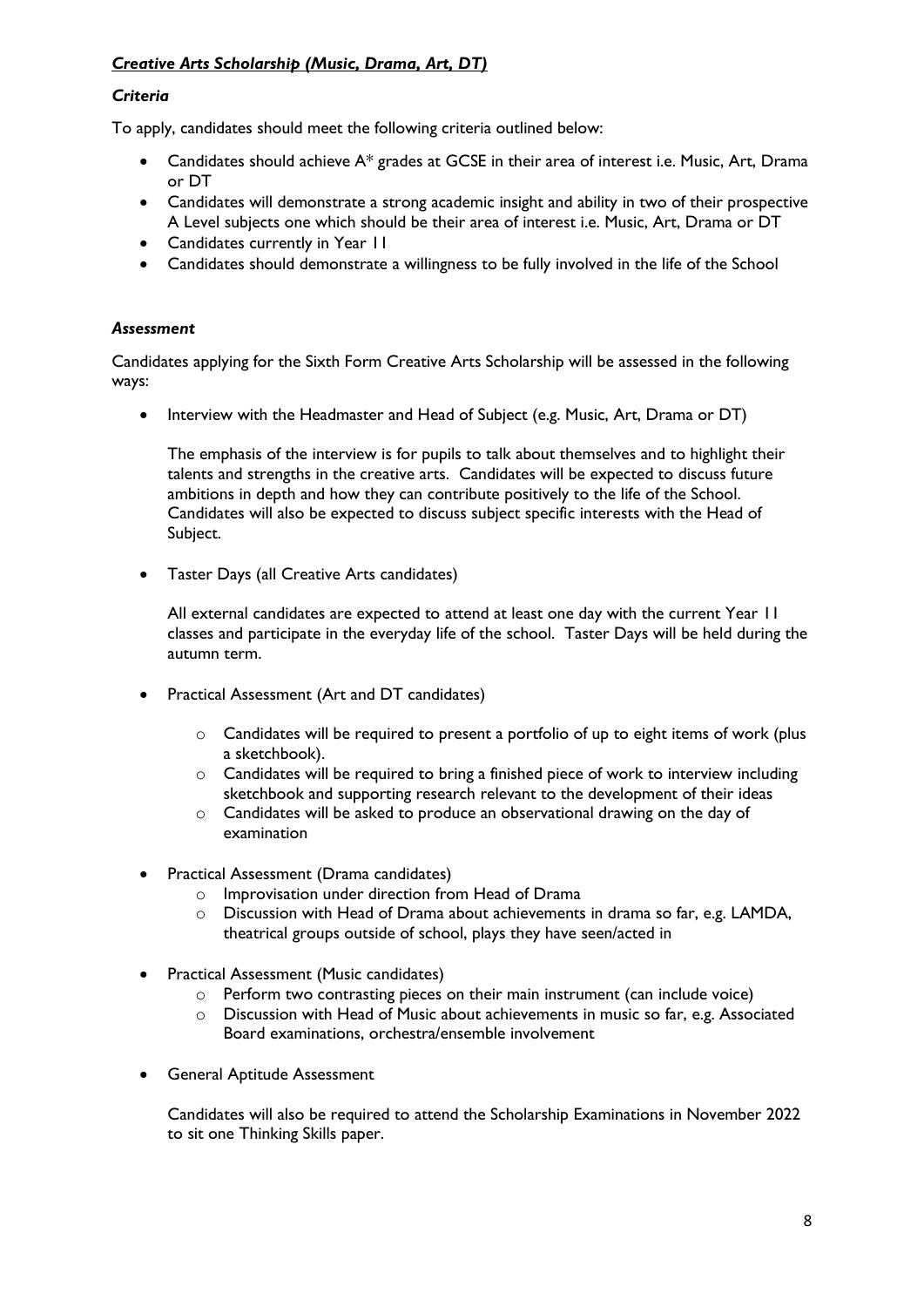***Creative Arts Scholarship (Music, Drama, Art, DT)***

***Criteria***

To apply, candidates should meet the following criteria outlined below:

- Candidates should achieve A* grades at GCSE in their area of interest i.e. Music, Art, Drama or DT
- Candidates will demonstrate a strong academic insight and ability in two of their prospective A Level subjects one which should be their area of interest i.e. Music, Art, Drama or DT
- Candidates currently in Year 11
- Candidates should demonstrate a willingness to be fully involved in the life of the School

***Assessment***

Candidates applying for the Sixth Form Creative Arts Scholarship will be assessed in the following ways:

- Interview with the Headmaster and Head of Subject (e.g. Music, Art, Drama or DT)

  The emphasis of the interview is for pupils to talk about themselves and to highlight their talents and strengths in the creative arts. Candidates will be expected to discuss future ambitions in depth and how they can contribute positively to the life of the School. Candidates will also be expected to discuss subject specific interests with the Head of Subject.

- Taster Days (all Creative Arts candidates)

  All external candidates are expected to attend at least one day with the current Year 11 classes and participate in the everyday life of the school. Taster Days will be held during the autumn term.

- Practical Assessment (Art and DT candidates)
  - Candidates will be required to present a portfolio of up to eight items of work (plus a sketchbook).
  - Candidates will be required to bring a finished piece of work to interview including sketchbook and supporting research relevant to the development of their ideas
  - Candidates will be asked to produce an observational drawing on the day of examination

- Practical Assessment (Drama candidates)
  - Improvisation under direction from Head of Drama
  - Discussion with Head of Drama about achievements in drama so far, e.g. LAMDA, theatrical groups outside of school, plays they have seen/acted in

- Practical Assessment (Music candidates)
  - Perform two contrasting pieces on their main instrument (can include voice)
  - Discussion with Head of Music about achievements in music so far, e.g. Associated Board examinations, orchestra/ensemble involvement

- General Aptitude Assessment

  Candidates will also be required to attend the Scholarship Examinations in November 2022 to sit one Thinking Skills paper.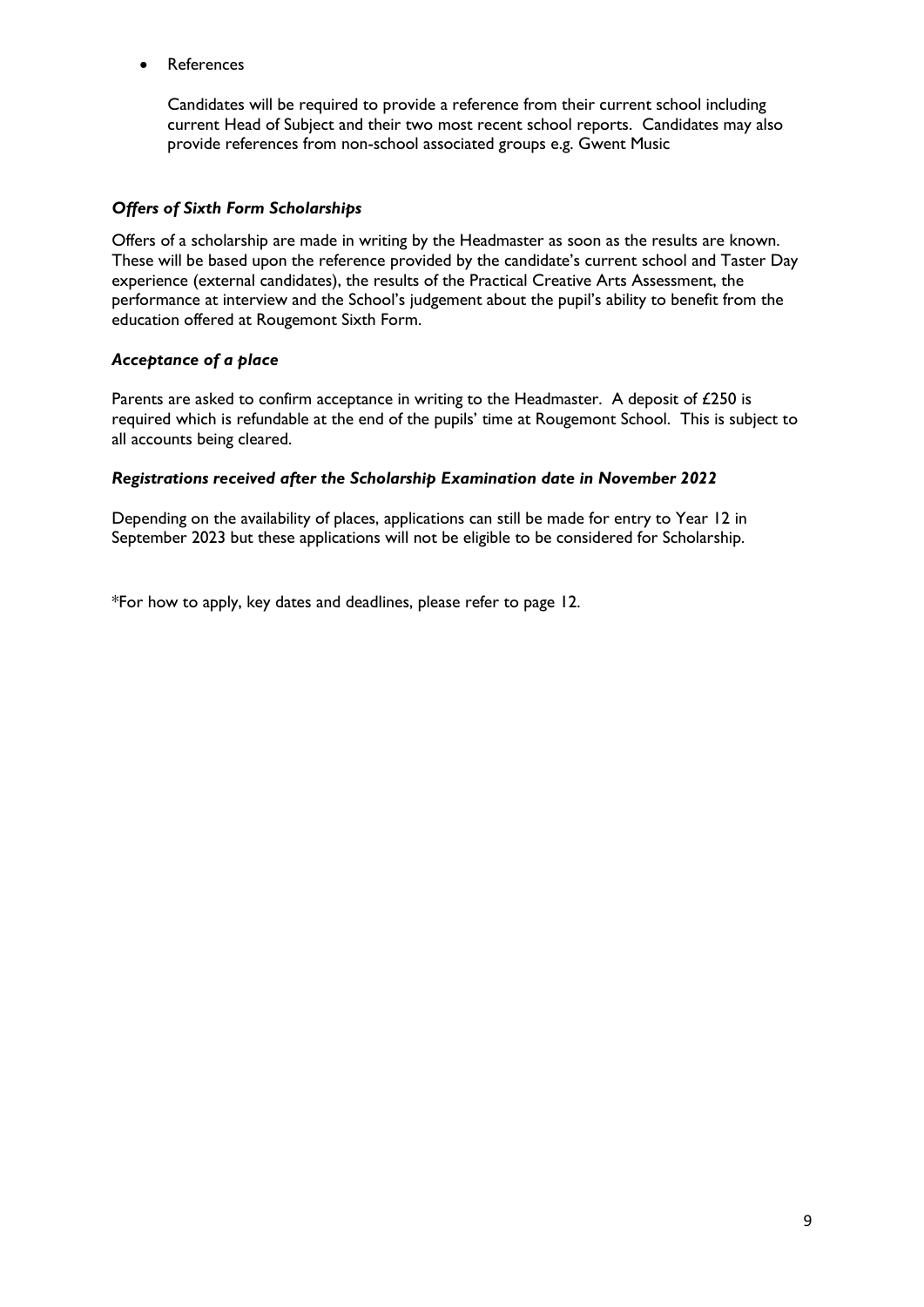- References

  Candidates will be required to provide a reference from their current school including current Head of Subject and their two most recent school reports. Candidates may also provide references from non-school associated groups e.g. Gwent Music

### *Offers of Sixth Form Scholarships*

Offers of a scholarship are made in writing by the Headmaster as soon as the results are known. These will be based upon the reference provided by the candidate's current school and Taster Day experience (external candidates), the results of the Practical Creative Arts Assessment, the performance at interview and the School's judgement about the pupil's ability to benefit from the education offered at Rougemont Sixth Form.

### *Acceptance of a place*

Parents are asked to confirm acceptance in writing to the Headmaster. A deposit of £250 is required which is refundable at the end of the pupils' time at Rougemont School. This is subject to all accounts being cleared.

### *Registrations received after the Scholarship Examination date in November 2022*

Depending on the availability of places, applications can still be made for entry to Year 12 in September 2023 but these applications will not be eligible to be considered for Scholarship.

*For how to apply, key dates and deadlines, please refer to page 12.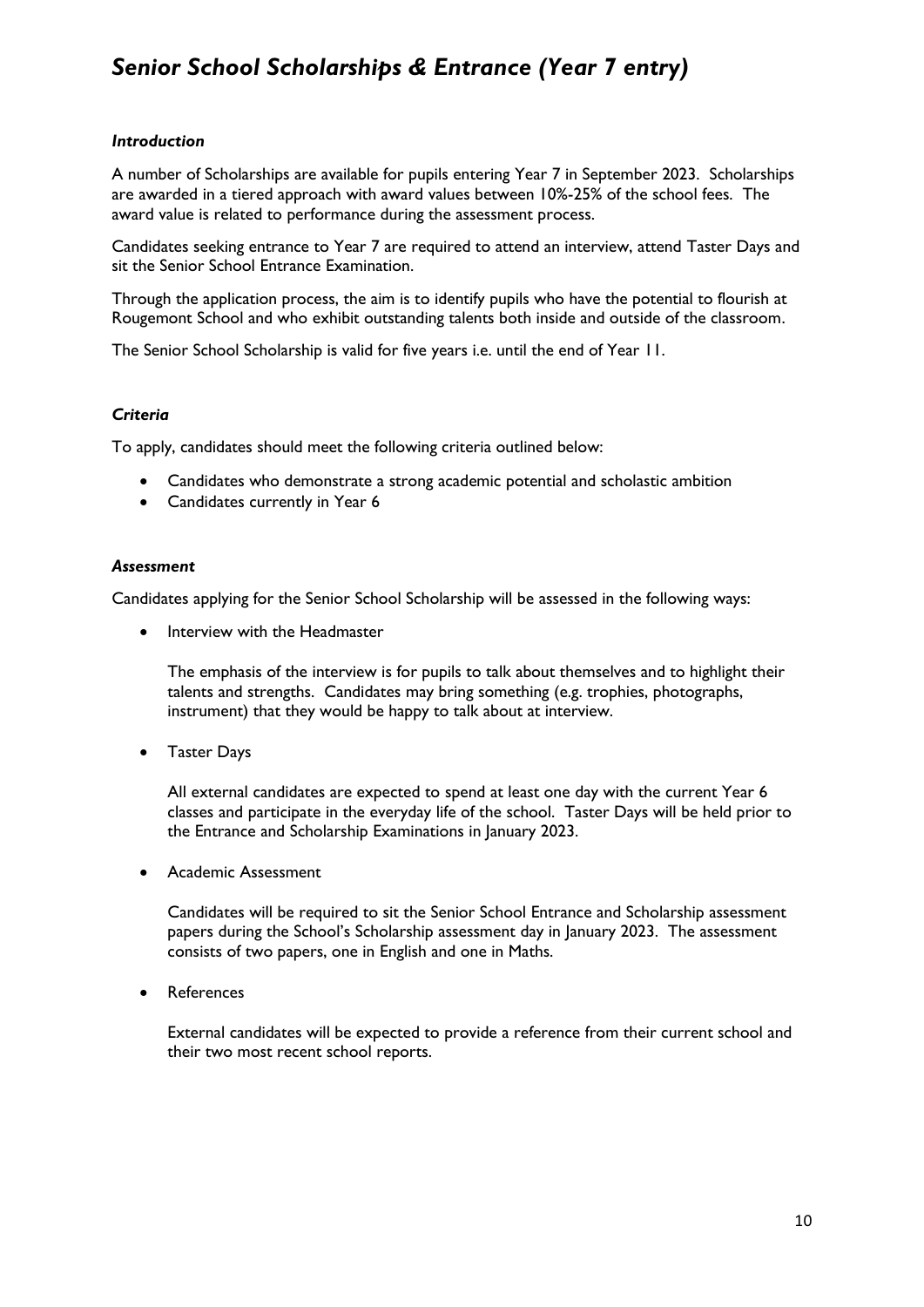# *Senior School Scholarships & Entrance (Year 7 entry)*

### *Introduction*

A number of Scholarships are available for pupils entering Year 7 in September 2023. Scholarships are awarded in a tiered approach with award values between 10%-25% of the school fees. The award value is related to performance during the assessment process.

Candidates seeking entrance to Year 7 are required to attend an interview, attend Taster Days and sit the Senior School Entrance Examination.

Through the application process, the aim is to identify pupils who have the potential to flourish at Rougemont School and who exhibit outstanding talents both inside and outside of the classroom.

The Senior School Scholarship is valid for five years i.e. until the end of Year 11.

### *Criteria*

To apply, candidates should meet the following criteria outlined below:

- Candidates who demonstrate a strong academic potential and scholastic ambition
- Candidates currently in Year 6

### *Assessment*

Candidates applying for the Senior School Scholarship will be assessed in the following ways:

- Interview with the Headmaster

  The emphasis of the interview is for pupils to talk about themselves and to highlight their talents and strengths. Candidates may bring something (e.g. trophies, photographs, instrument) that they would be happy to talk about at interview.

- Taster Days

  All external candidates are expected to spend at least one day with the current Year 6 classes and participate in the everyday life of the school. Taster Days will be held prior to the Entrance and Scholarship Examinations in January 2023.

- Academic Assessment

  Candidates will be required to sit the Senior School Entrance and Scholarship assessment papers during the School's Scholarship assessment day in January 2023. The assessment consists of two papers, one in English and one in Maths.

- References

  External candidates will be expected to provide a reference from their current school and their two most recent school reports.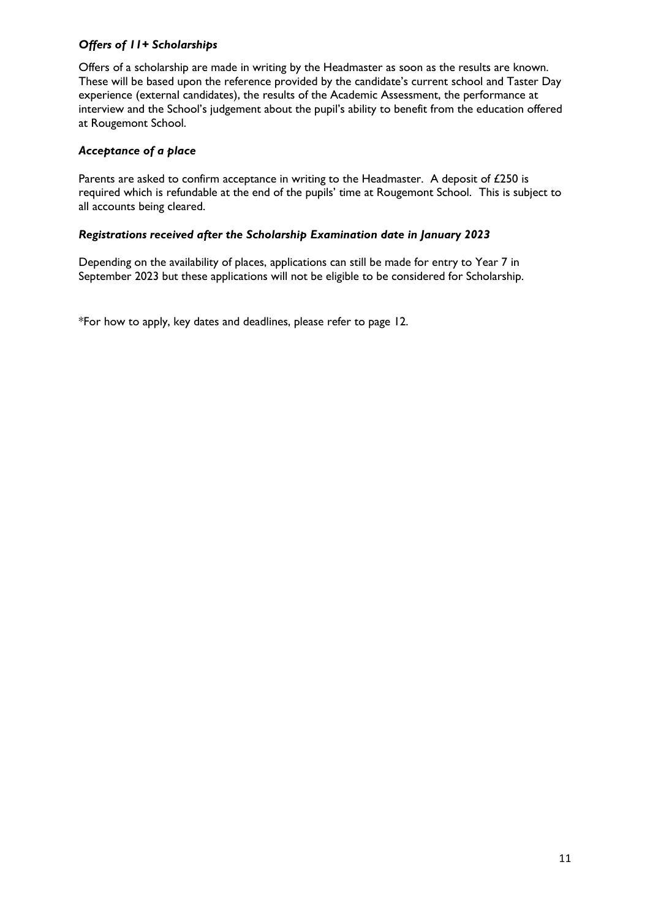### *Offers of 11+ Scholarships*

Offers of a scholarship are made in writing by the Headmaster as soon as the results are known. These will be based upon the reference provided by the candidate's current school and Taster Day experience (external candidates), the results of the Academic Assessment, the performance at interview and the School's judgement about the pupil's ability to benefit from the education offered at Rougemont School.

### *Acceptance of a place*

Parents are asked to confirm acceptance in writing to the Headmaster. A deposit of £250 is required which is refundable at the end of the pupils' time at Rougemont School. This is subject to all accounts being cleared.

### *Registrations received after the Scholarship Examination date in January 2023*

Depending on the availability of places, applications can still be made for entry to Year 7 in September 2023 but these applications will not be eligible to be considered for Scholarship.

*For how to apply, key dates and deadlines, please refer to page 12.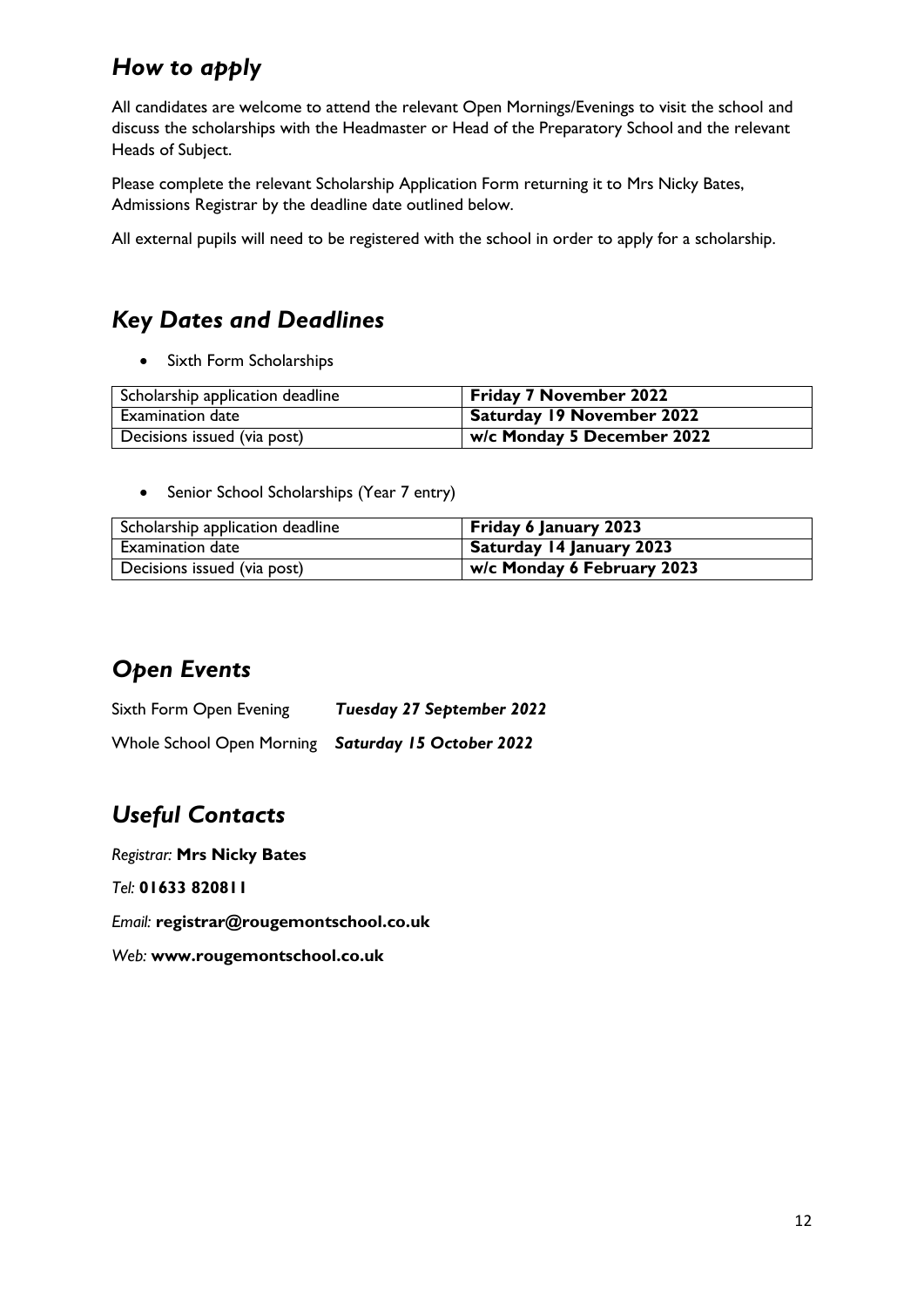## *How to apply*

All candidates are welcome to attend the relevant Open Mornings/Evenings to visit the school and discuss the scholarships with the Headmaster or Head of the Preparatory School and the relevant Heads of Subject.

Please complete the relevant Scholarship Application Form returning it to Mrs Nicky Bates, Admissions Registrar by the deadline date outlined below.

All external pupils will need to be registered with the school in order to apply for a scholarship.

## *Key Dates and Deadlines*

- Sixth Form Scholarships

| | |
|---|---|
| Scholarship application deadline | **Friday 7 November 2022** |
| Examination date | **Saturday 19 November 2022** |
| Decisions issued (via post) | **w/c Monday 5 December 2022** |

- Senior School Scholarships (Year 7 entry)

| | |
|---|---|
| Scholarship application deadline | **Friday 6 January 2023** |
| Examination date | **Saturday 14 January 2023** |
| Decisions issued (via post) | **w/c Monday 6 February 2023** |

## *Open Events*

Sixth Form Open Evening ***Tuesday 27 September 2022***

Whole School Open Morning ***Saturday 15 October 2022***

## *Useful Contacts*

*Registrar:* **Mrs Nicky Bates**

*Tel:* **01633 820811**

*Email:* **registrar@rougemontschool.co.uk**

*Web:* **www.rougemontschool.co.uk**